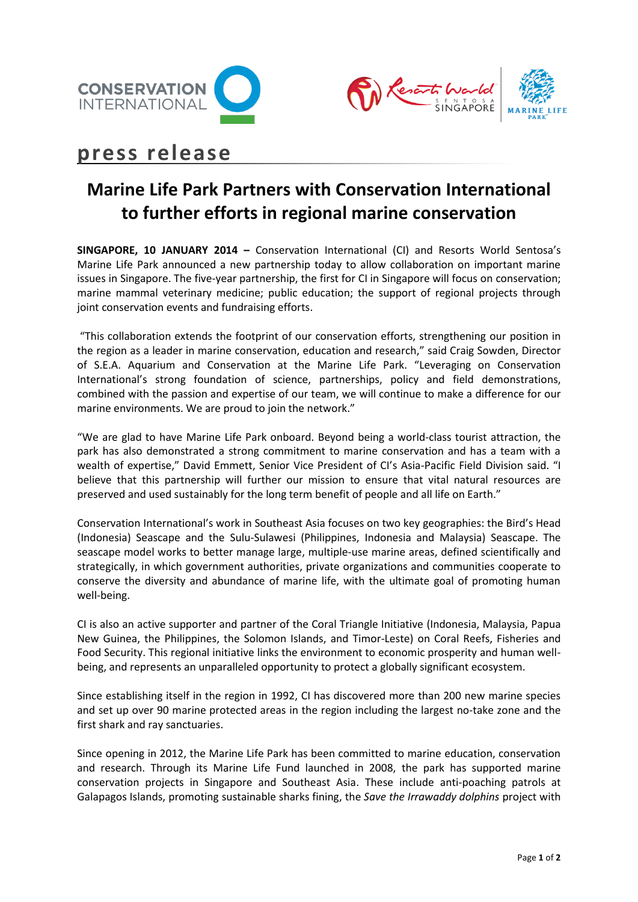press release

# Marine Life Park Partners with Conservation International to further efforts in regional marine conservation

**SINGAPORE, 10 JANUARY 2014 –** Conservation International (CI) and Resorts World Sentosa's Marine Life Park announced a new partnership today to allow collaboration on important marine issues in Singapore. The five-year partnership, the first for CI in Singapore will focus on conservation; marine mammal veterinary medicine; public education; the support of regional projects through joint conservation events and fundraising efforts.

"This collaboration extends the footprint of our conservation efforts, strengthening our position in the region as a leader in marine conservation, education and research," said Craig Sowden, Director of S.E.A. Aquarium and Conservation at the Marine Life Park. "Leveraging on Conservation International's strong foundation of science, partnerships, policy and field demonstrations, combined with the passion and expertise of our team, we will continue to make a difference for our marine environments. We are proud to join the network."

"We are glad to have Marine Life Park onboard. Beyond being a world-class tourist attraction, the park has also demonstrated a strong commitment to marine conservation and has a team with a wealth of expertise," David Emmett, Senior Vice President of CI's Asia-Pacific Field Division said. "I believe that this partnership will further our mission to ensure that vital natural resources are preserved and used sustainably for the long term benefit of people and all life on Earth."

Conservation International's work in Southeast Asia focuses on two key geographies: the Bird's Head (Indonesia) Seascape and the Sulu-Sulawesi (Philippines, Indonesia and Malaysia) Seascape. The seascape model works to better manage large, multiple-use marine areas, defined scientifically and strategically, in which government authorities, private organizations and communities cooperate to conserve the diversity and abundance of marine life, with the ultimate goal of promoting human well-being.

CI is also an active supporter and partner of the Coral Triangle Initiative (Indonesia, Malaysia, Papua New Guinea, the Philippines, the Solomon Islands, and Timor-Leste) on Coral Reefs, Fisheries and Food Security. This regional initiative links the environment to economic prosperity and human well-being, and represents an unparalleled opportunity to protect a globally significant ecosystem.

Since establishing itself in the region in 1992, CI has discovered more than 200 new marine species and set up over 90 marine protected areas in the region including the largest no-take zone and the first shark and ray sanctuaries.

Since opening in 2012, the Marine Life Park has been committed to marine education, conservation and research. Through its Marine Life Fund launched in 2008, the park has supported marine conservation projects in Singapore and Southeast Asia. These include anti-poaching patrols at Galapagos Islands, promoting sustainable sharks fining, the *Save the Irrawaddy dolphins* project with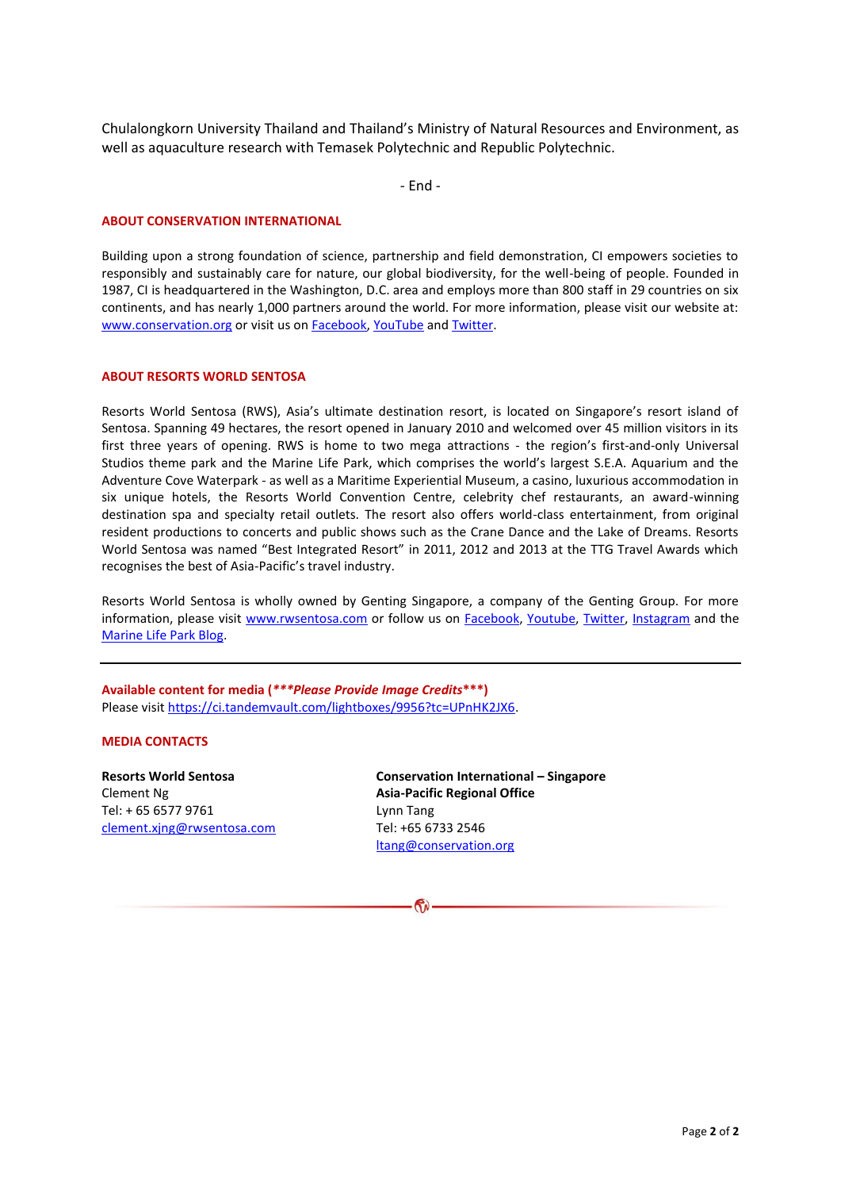Chulalongkorn University Thailand and Thailand's Ministry of Natural Resources and Environment, as well as aquaculture research with Temasek Polytechnic and Republic Polytechnic.

- End -

**ABOUT CONSERVATION INTERNATIONAL**

Building upon a strong foundation of science, partnership and field demonstration, CI empowers societies to responsibly and sustainably care for nature, our global biodiversity, for the well-being of people. Founded in 1987, CI is headquartered in the Washington, D.C. area and employs more than 800 staff in 29 countries on six continents, and has nearly 1,000 partners around the world. For more information, please visit our website at: www.conservation.org or visit us on Facebook, YouTube and Twitter.

**ABOUT RESORTS WORLD SENTOSA**

Resorts World Sentosa (RWS), Asia's ultimate destination resort, is located on Singapore's resort island of Sentosa. Spanning 49 hectares, the resort opened in January 2010 and welcomed over 45 million visitors in its first three years of opening. RWS is home to two mega attractions - the region's first-and-only Universal Studios theme park and the Marine Life Park, which comprises the world's largest S.E.A. Aquarium and the Adventure Cove Waterpark - as well as a Maritime Experiential Museum, a casino, luxurious accommodation in six unique hotels, the Resorts World Convention Centre, celebrity chef restaurants, an award-winning destination spa and specialty retail outlets. The resort also offers world-class entertainment, from original resident productions to concerts and public shows such as the Crane Dance and the Lake of Dreams. Resorts World Sentosa was named "Best Integrated Resort" in 2011, 2012 and 2013 at the TTG Travel Awards which recognises the best of Asia-Pacific's travel industry.

Resorts World Sentosa is wholly owned by Genting Singapore, a company of the Genting Group. For more information, please visit www.rwsentosa.com or follow us on Facebook, Youtube, Twitter, Instagram and the Marine Life Park Blog.

---

**Available content for media (*\*\*\*Please Provide Image Credits\*\*\**)**
Please visit https://ci.tandemvault.com/lightboxes/9956?tc=UPnHK2JX6.

**MEDIA CONTACTS**

**Resorts World Sentosa**
Clement Ng
Tel: + 65 6577 9761
clement.xjng@rwsentosa.com

**Conservation International – Singapore**
**Asia-Pacific Regional Office**
Lynn Tang
Tel: +65 6733 2546
ltang@conservation.org